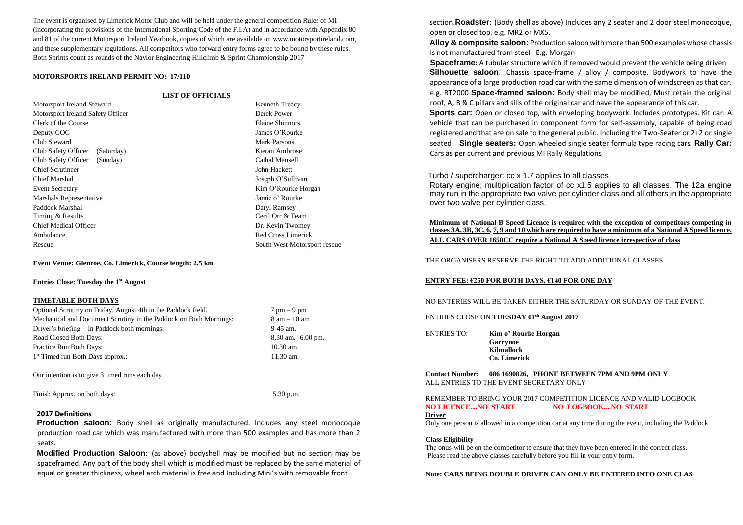The event is organised by Limerick Motor Club and will be held under the general competition Rules of MI (incorporating the provisions of the International Sporting Code of the F.I.A) and in accordance with Appendix 80 and 81 of the current Motorsport Ireland Yearbook, copies of which are available on www.motorsportireland.com, and these supplementary regulations. All competitors who forward entry forms agree to be bound by these rules. Both Sprints count as rounds of the Naylor Engineering Hillclimb & Sprint Championship 2017

**MOTORSPORTS IRELAND PERMIT NO: 17/110**

**LIST OF OFFICIALS**

| | |
|---|---|
| Motorsport Ireland Steward | Kenneth Treacy |
| Motorsport Ireland Safety Officer | Derek Power |
| Clerk of the Course | Elaine Shinnors |
| Deputy COC | James O'Rourke |
| Club Steward | Mark Parsons |
| Club Safety Officer (Saturday) | Kieran Ambrose |
| Club Safety Officer (Sunday) | Cathal Mansell |
| Chief Scrutineer | John Hackett |
| Chief Marshal | Joseph O'Sullivan |
| Event Secretary | Kim O'Rourke Horgan |
| Marshals Representative | Jamie o' Rourke |
| Paddock Marshal | Daryl Ramsey |
| Timing & Results | Cecil Orr & Team |
| Chief Medical Officer | Dr. Kevin Twomey |
| Ambulance | Red Cross Limerick |
| Rescue | South West Motorsport rescue |

**Event Venue: Glenroe, Co. Limerick, Course length: 2.5 km**

**Entries Close: Tuesday the 1st August**

**TIMETABLE BOTH DAYS**

| | |
|---|---|
| Optional Scrutiny on Friday, August 4th in the Paddock field. | 7 pm – 9 pm |
| Mechanical and Document Scrutiny in the Paddock on Both Mornings: | 8 am – 10 am |
| Driver's briefing – In Paddock both mornings: | 9-45 am. |
| Road Closed Both Days: | 8.30 am. -6.00 pm. |
| Practice Run Both Days: | 10.30 am. |
| 1st Timed run Both Days approx.: | 11.30 am |

Our intention is to give 3 timed runs each day

Finish Approx. on both days: 5.30 p.m.

### 2017 Definitions

**Production saloon:** Body shell as originally manufactured. Includes any steel monocoque production road car which was manufactured with more than 500 examples and has more than 2 seats.

**Modified Production Saloon:** (as above) bodyshell may be modified but no section may be spaceframed. Any part of the body shell which is modified must be replaced by the same material of equal or greater thickness, wheel arch material is free and Including Mini's with removable front section.

**Roadster:** (Body shell as above) Includes any 2 seater and 2 door steel monocoque, open or closed top. e.g. MR2 or MX5.

**Alloy & composite saloon:** Production saloon with more than 500 examples whose chassis is not manufactured from steel. E.g. Morgan

**Spaceframe:** A tubular structure which if removed would prevent the vehicle being driven

**Silhouette saloon**: Chassis space-frame / alloy / composite. Bodywork to have the appearance of a large production road car with the same dimension of windscreen as that car. e.g. RT2000

**Space-framed saloon:** Body shell may be modified, Must retain the original roof, A, B & C pillars and sills of the original car and have the appearance of this car.

**Sports car:** Open or closed top, with enveloping bodywork. Includes prototypes. Kit car: A vehicle that can be purchased in component form for self-assembly, capable of being road registered and that are on sale to the general public. Including the Two-Seater or 2+2 or single seated

**Single seaters:** Open wheeled single seater formula type racing cars.

**Rally Car:** Cars as per current and previous MI Rally Regulations

Turbo / supercharger: cc x 1.7 applies to all classes

Rotary engine; multiplication factor of cc x1.5 applies to all classes. The 12a engine may run in the appropriate two valve per cylinder class and all others in the appropriate over two valve per cylinder class.

**Minimum of National B Speed Licence is required with the exception of competitors competing in classes 3A, 3B, 3C, 6, 7, 9 and 10 which are required to have a minimum of a National A Speed licence.**

**ALL CARS OVER 1650CC require a National A Speed licence irrespective of class**

THE ORGANISERS RESERVE THE RIGHT TO ADD ADDITIONAL CLASSES

**ENTRY FEE: €250 FOR BOTH DAYS, €140 FOR ONE DAY**

NO ENTERIES WILL BE TAKEN EITHER THE SATURDAY OR SUNDAY OF THE EVENT.

ENTRIES CLOSE ON **TUESDAY 01sh August 2017**

ENTRIES TO: **Kim o' Rourke Horgan**
**Garrynoe**
**Kilmallock**
**Co. Limerick**

**Contact Number: 086 1690826, PHONE BETWEEN 7PM AND 9PM ONLY**
ALL ENTRIES TO THE EVENT SECRETARY ONLY

REMEMBER TO BRING YOUR 2017 COMPETITION LICENCE AND VALID LOGBOOK
**NO LICENCE....NO START NO LOGBOOK....NO START**

**Driver**

Only one person is allowed in a competition car at any time during the event, including the Paddock

**Class Eligibility**

The onus will be on the competitor to ensure that they have been entered in the correct class. Please read the above classes carefully before you fill in your entry form.

**Note: CARS BEING DOUBLE DRIVEN CAN ONLY BE ENTERED INTO ONE CLAS**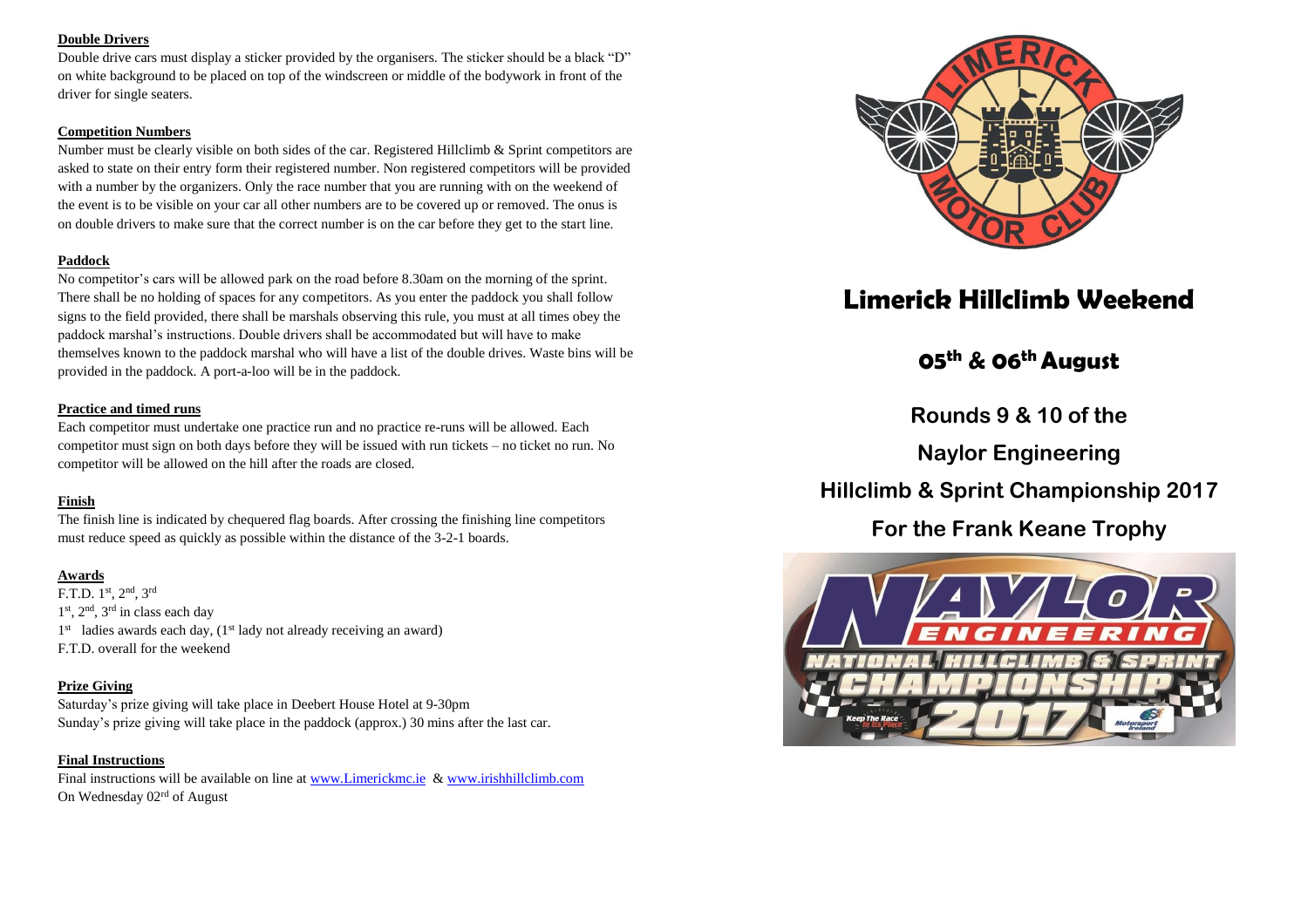### Double Drivers

Double drive cars must display a sticker provided by the organisers. The sticker should be a black "D" on white background to be placed on top of the windscreen or middle of the bodywork in front of the driver for single seaters.

### Competition Numbers

Number must be clearly visible on both sides of the car. Registered Hillclimb & Sprint competitors are asked to state on their entry form their registered number. Non registered competitors will be provided with a number by the organizers. Only the race number that you are running with on the weekend of the event is to be visible on your car all other numbers are to be covered up or removed. The onus is on double drivers to make sure that the correct number is on the car before they get to the start line.

### Paddock

No competitor's cars will be allowed park on the road before 8.30am on the morning of the sprint. There shall be no holding of spaces for any competitors. As you enter the paddock you shall follow signs to the field provided, there shall be marshals observing this rule, you must at all times obey the paddock marshal's instructions. Double drivers shall be accommodated but will have to make themselves known to the paddock marshal who will have a list of the double drives. Waste bins will be provided in the paddock. A port-a-loo will be in the paddock.

### Practice and timed runs

Each competitor must undertake one practice run and no practice re-runs will be allowed. Each competitor must sign on both days before they will be issued with run tickets – no ticket no run. No competitor will be allowed on the hill after the roads are closed.

### Finish

The finish line is indicated by chequered flag boards. After crossing the finishing line competitors must reduce speed as quickly as possible within the distance of the 3-2-1 boards.

### Awards

F.T.D. 1st, 2nd, 3rd
1st, 2nd, 3rd in class each day
1st ladies awards each day, (1st lady not already receiving an award)
F.T.D. overall for the weekend

### Prize Giving

Saturday's prize giving will take place in Deebert House Hotel at 9-30pm
Sunday's prize giving will take place in the paddock (approx.) 30 mins after the last car.

### Final Instructions

Final instructions will be available on line at www.Limerickmc.ie & www.irishhillclimb.com
On Wednesday 02rd of August

# Limerick Hillclimb Weekend

## 05th & 06th August

**Rounds 9 & 10 of the**

**Naylor Engineering**

**Hillclimb & Sprint Championship 2017**

**For the Frank Keane Trophy**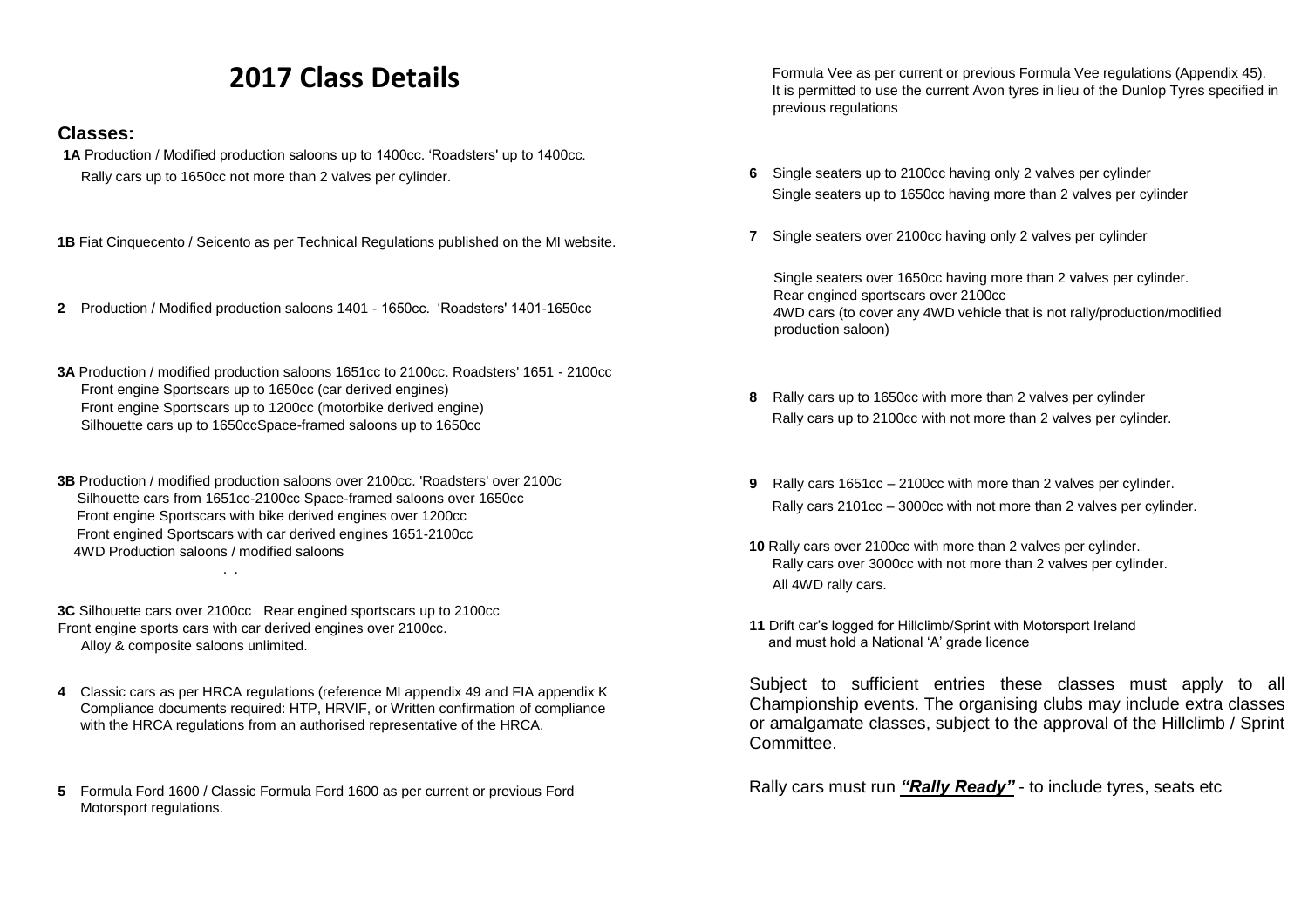# 2017 Class Details

### Classes:

**1A** Production / Modified production saloons up to 1400cc. 'Roadsters' up to 1400cc.
Rally cars up to 1650cc not more than 2 valves per cylinder.

**1B** Fiat Cinquecento / Seicento as per Technical Regulations published on the MI website.

**2** Production / Modified production saloons 1401 - 1650cc. 'Roadsters' 1401-1650cc

**3A** Production / modified production saloons 1651cc to 2100cc. Roadsters' 1651 - 2100cc
Front engine Sportscars up to 1650cc (car derived engines)
Front engine Sportscars up to 1200cc (motorbike derived engine)
Silhouette cars up to 1650ccSpace-framed saloons up to 1650cc

**3B** Production / modified production saloons over 2100cc. 'Roadsters' over 2100c
Silhouette cars from 1651cc-2100cc Space-framed saloons over 1650cc
Front engine Sportscars with bike derived engines over 1200cc
Front engined Sportscars with car derived engines 1651-2100cc
4WD Production saloons / modified saloons

**3C** Silhouette cars over 2100cc Rear engined sportscars up to 2100cc
Front engine sports cars with car derived engines over 2100cc.
Alloy & composite saloons unlimited.

**4** Classic cars as per HRCA regulations (reference MI appendix 49 and FIA appendix K
Compliance documents required: HTP, HRVIF, or Written confirmation of compliance with the HRCA regulations from an authorised representative of the HRCA.

**5** Formula Ford 1600 / Classic Formula Ford 1600 as per current or previous Ford Motorsport regulations.

Formula Vee as per current or previous Formula Vee regulations (Appendix 45). It is permitted to use the current Avon tyres in lieu of the Dunlop Tyres specified in previous regulations

**6** Single seaters up to 2100cc having only 2 valves per cylinder
Single seaters up to 1650cc having more than 2 valves per cylinder

**7** Single seaters over 2100cc having only 2 valves per cylinder

Single seaters over 1650cc having more than 2 valves per cylinder.
Rear engined sportscars over 2100cc
4WD cars (to cover any 4WD vehicle that is not rally/production/modified production saloon)

**8** Rally cars up to 1650cc with more than 2 valves per cylinder
Rally cars up to 2100cc with not more than 2 valves per cylinder.

**9** Rally cars 1651cc – 2100cc with more than 2 valves per cylinder.
Rally cars 2101cc – 3000cc with not more than 2 valves per cylinder.

**10** Rally cars over 2100cc with more than 2 valves per cylinder.
Rally cars over 3000cc with not more than 2 valves per cylinder.
All 4WD rally cars.

**11** Drift car's logged for Hillclimb/Sprint with Motorsport Ireland and must hold a National 'A' grade licence

Subject to sufficient entries these classes must apply to all Championship events. The organising clubs may include extra classes or amalgamate classes, subject to the approval of the Hillclimb / Sprint Committee.

Rally cars must run ***"Rally Ready"*** - to include tyres, seats etc